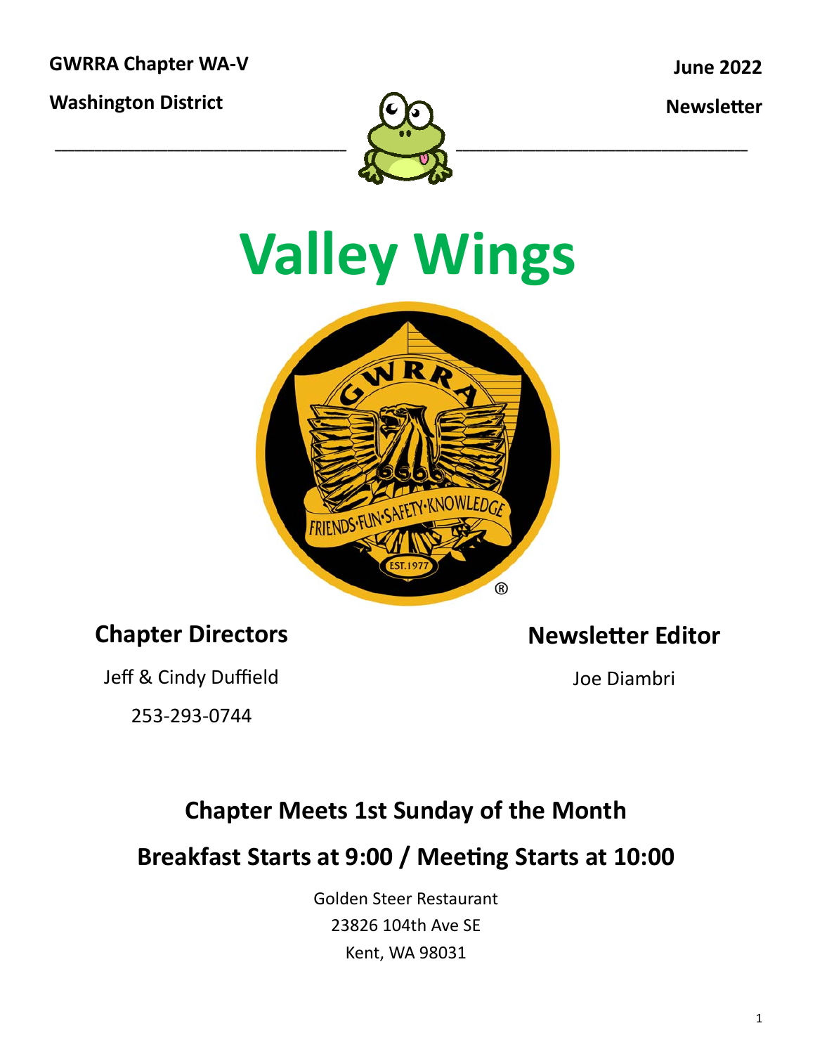**GWRRA Chapter WA-V**

**Washington District**

**June 2022**

**Newsletter**

# Valley Wings

## Chapter Directors

Jeff & Cindy Duffield

253-293-0744

## Newsletter Editor

Joe Diambri

## Chapter Meets 1st Sunday of the Month

## Breakfast Starts at 9:00 / Meeting Starts at 10:00

Golden Steer Restaurant
23826 104th Ave SE
Kent, WA 98031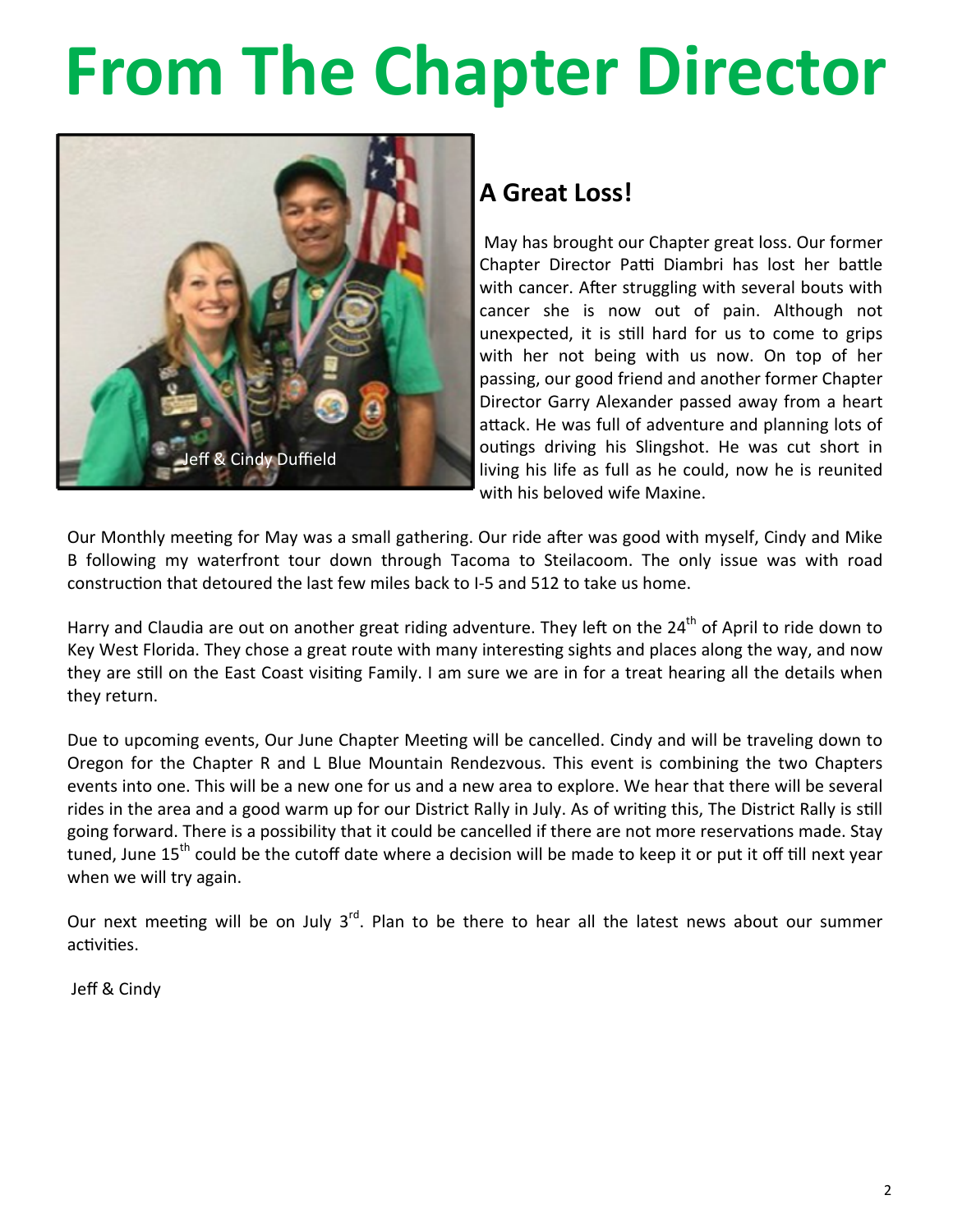# From The Chapter Director

Jeff & Cindy Duffield

## A Great Loss!

May has brought our Chapter great loss. Our former Chapter Director Patti Diambri has lost her battle with cancer. After struggling with several bouts with cancer she is now out of pain. Although not unexpected, it is still hard for us to come to grips with her not being with us now. On top of her passing, our good friend and another former Chapter Director Garry Alexander passed away from a heart attack. He was full of adventure and planning lots of outings driving his Slingshot. He was cut short in living his life as full as he could, now he is reunited with his beloved wife Maxine.

Our Monthly meeting for May was a small gathering. Our ride after was good with myself, Cindy and Mike B following my waterfront tour down through Tacoma to Steilacoom. The only issue was with road construction that detoured the last few miles back to I-5 and 512 to take us home.

Harry and Claudia are out on another great riding adventure. They left on the 24th of April to ride down to Key West Florida. They chose a great route with many interesting sights and places along the way, and now they are still on the East Coast visiting Family. I am sure we are in for a treat hearing all the details when they return.

Due to upcoming events, Our June Chapter Meeting will be cancelled. Cindy and will be traveling down to Oregon for the Chapter R and L Blue Mountain Rendezvous. This event is combining the two Chapters events into one. This will be a new one for us and a new area to explore. We hear that there will be several rides in the area and a good warm up for our District Rally in July. As of writing this, The District Rally is still going forward. There is a possibility that it could be cancelled if there are not more reservations made. Stay tuned, June 15th could be the cutoff date where a decision will be made to keep it or put it off till next year when we will try again.

Our next meeting will be on July 3rd. Plan to be there to hear all the latest news about our summer activities.

Jeff & Cindy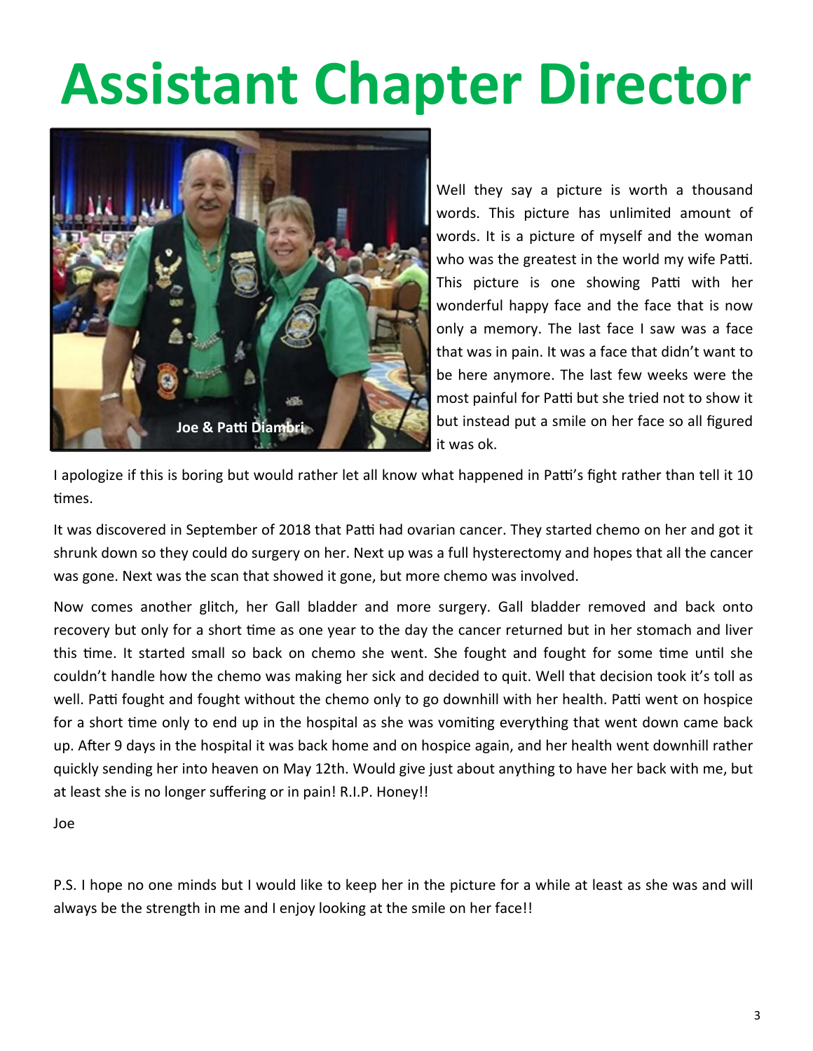# Assistant Chapter Director

Joe & Patti Diambri

Well they say a picture is worth a thousand words. This picture has unlimited amount of words. It is a picture of myself and the woman who was the greatest in the world my wife Patti. This picture is one showing Patti with her wonderful happy face and the face that is now only a memory. The last face I saw was a face that was in pain. It was a face that didn't want to be here anymore. The last few weeks were the most painful for Patti but she tried not to show it but instead put a smile on her face so all figured it was ok.

I apologize if this is boring but would rather let all know what happened in Patti's fight rather than tell it 10 times.

It was discovered in September of 2018 that Patti had ovarian cancer. They started chemo on her and got it shrunk down so they could do surgery on her. Next up was a full hysterectomy and hopes that all the cancer was gone. Next was the scan that showed it gone, but more chemo was involved.

Now comes another glitch, her Gall bladder and more surgery. Gall bladder removed and back onto recovery but only for a short time as one year to the day the cancer returned but in her stomach and liver this time. It started small so back on chemo she went. She fought and fought for some time until she couldn't handle how the chemo was making her sick and decided to quit. Well that decision took it's toll as well. Patti fought and fought without the chemo only to go downhill with her health. Patti went on hospice for a short time only to end up in the hospital as she was vomiting everything that went down came back up. After 9 days in the hospital it was back home and on hospice again, and her health went downhill rather quickly sending her into heaven on May 12th. Would give just about anything to have her back with me, but at least she is no longer suffering or in pain! R.I.P. Honey!!

Joe

P.S. I hope no one minds but I would like to keep her in the picture for a while at least as she was and will always be the strength in me and I enjoy looking at the smile on her face!!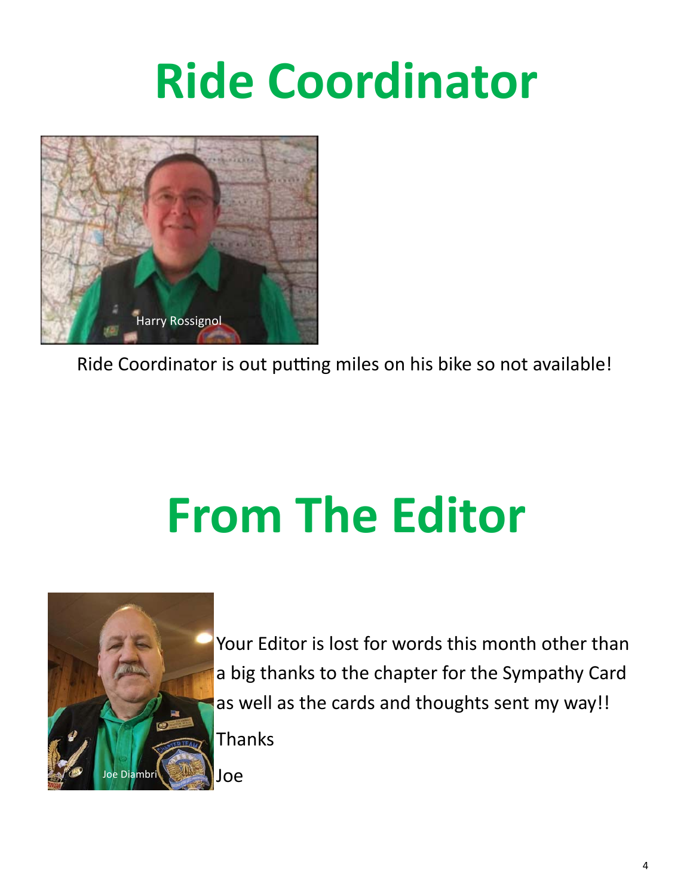# Ride Coordinator

Harry Rossignol

Ride Coordinator is out putting miles on his bike so not available!

# From The Editor

Joe Diambri

Your Editor is lost for words this month other than a big thanks to the chapter for the Sympathy Card as well as the cards and thoughts sent my way!!

Thanks

Joe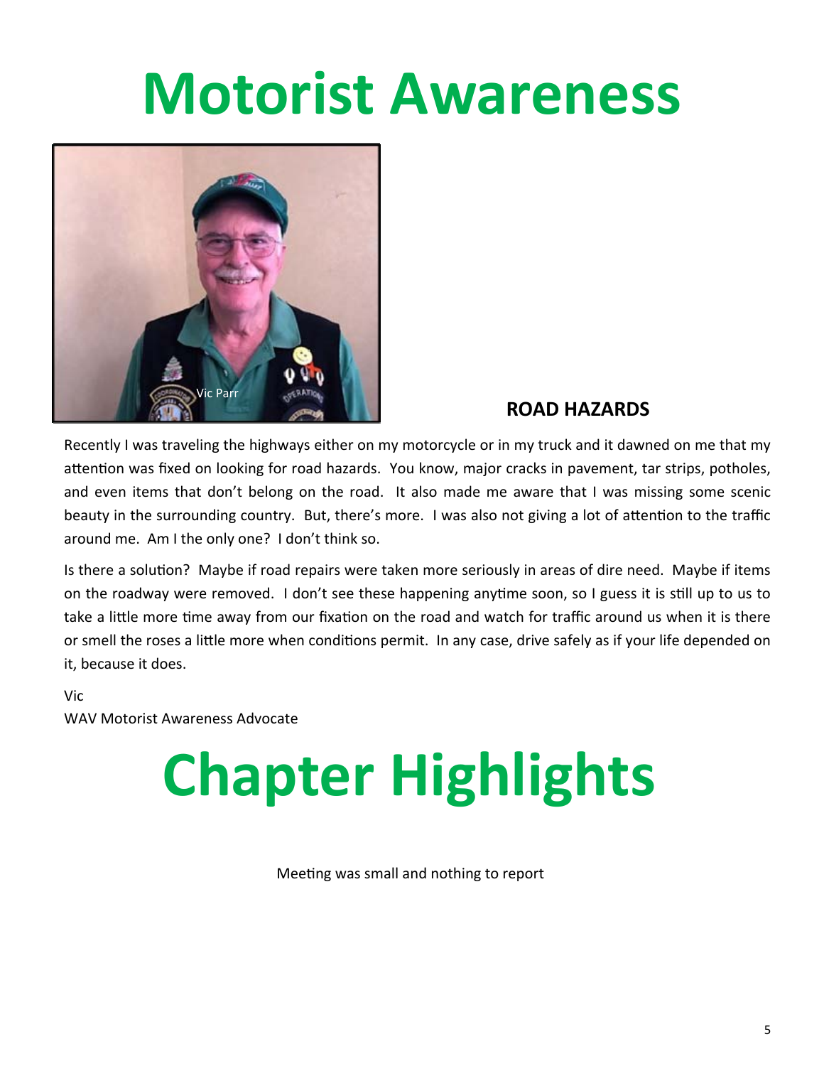# Motorist Awareness

Vic Parr

### ROAD HAZARDS

Recently I was traveling the highways either on my motorcycle or in my truck and it dawned on me that my attention was fixed on looking for road hazards. You know, major cracks in pavement, tar strips, potholes, and even items that don't belong on the road. It also made me aware that I was missing some scenic beauty in the surrounding country. But, there's more. I was also not giving a lot of attention to the traffic around me. Am I the only one? I don't think so.

Is there a solution? Maybe if road repairs were taken more seriously in areas of dire need. Maybe if items on the roadway were removed. I don't see these happening anytime soon, so I guess it is still up to us to take a little more time away from our fixation on the road and watch for traffic around us when it is there or smell the roses a little more when conditions permit. In any case, drive safely as if your life depended on it, because it does.

Vic
WAV Motorist Awareness Advocate

# Chapter Highlights

Meeting was small and nothing to report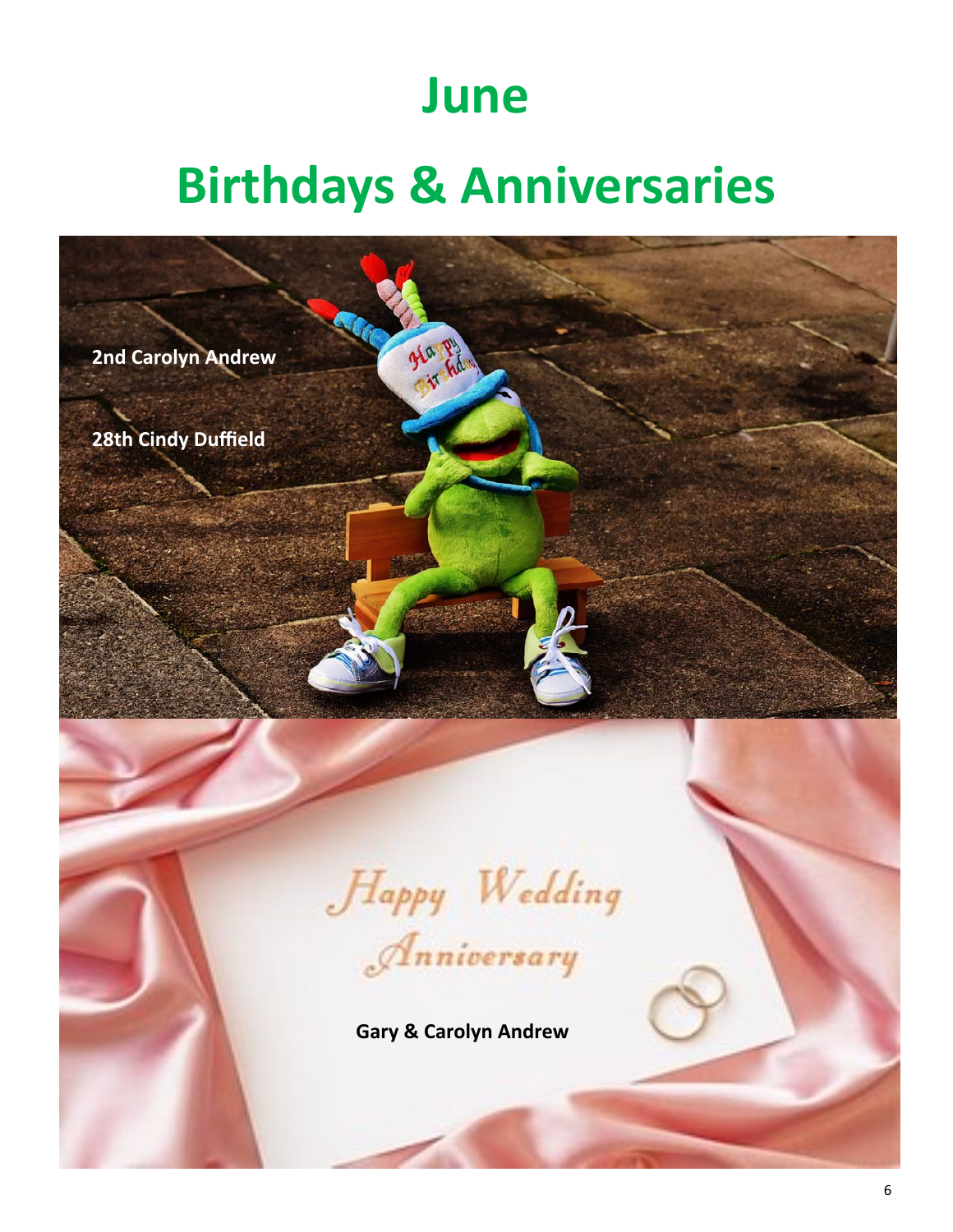# June

# Birthdays & Anniversaries

**2nd Carolyn Andrew**

**28th Cindy Duffield**

Happy Wedding Anniversary

**Gary & Carolyn Andrew**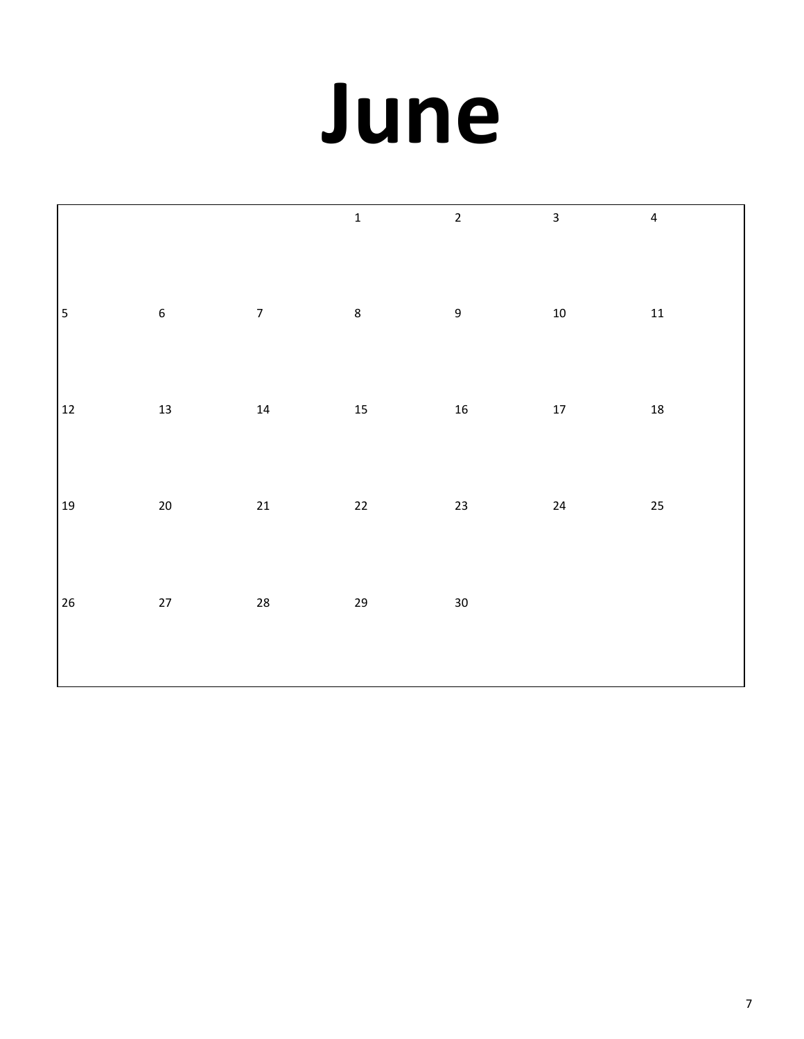# June

| | | | | | | |
|---|---|---|---|---|---|---|
| | | | 1 | 2 | 3 | 4 |
| 5 | 6 | 7 | 8 | 9 | 10 | 11 |
| 12 | 13 | 14 | 15 | 16 | 17 | 18 |
| 19 | 20 | 21 | 22 | 23 | 24 | 25 |
| 26 | 27 | 28 | 29 | 30 | | |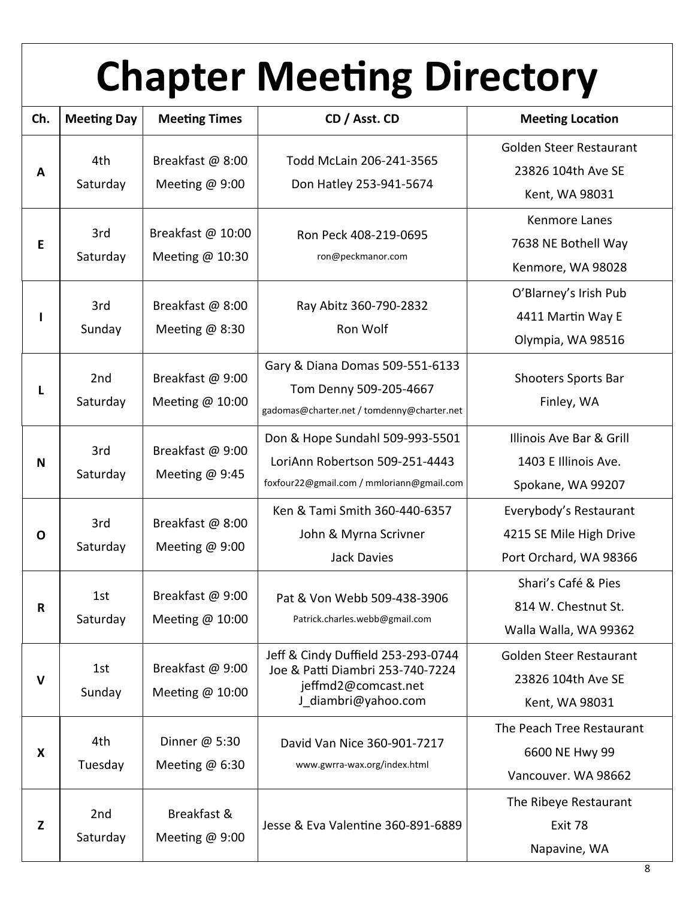# Chapter Meeting Directory

| Ch. | Meeting Day | Meeting Times | CD / Asst. CD | Meeting Location |
|---|---|---|---|---|
| A | 4th Saturday | Breakfast @ 8:00 Meeting @ 9:00 | Todd McLain 206-241-3565 Don Hatley 253-941-5674 | Golden Steer Restaurant 23826 104th Ave SE Kent, WA 98031 |
| E | 3rd Saturday | Breakfast @ 10:00 Meeting @ 10:30 | Ron Peck 408-219-0695 ron@peckmanor.com | Kenmore Lanes 7638 NE Bothell Way Kenmore, WA 98028 |
| I | 3rd Sunday | Breakfast @ 8:00 Meeting @ 8:30 | Ray Abitz 360-790-2832 Ron Wolf | O'Blarney's Irish Pub 4411 Martin Way E Olympia, WA 98516 |
| L | 2nd Saturday | Breakfast @ 9:00 Meeting @ 10:00 | Gary & Diana Domas 509-551-6133 Tom Denny 509-205-4667 gadomas@charter.net / tomdenny@charter.net | Shooters Sports Bar Finley, WA |
| N | 3rd Saturday | Breakfast @ 9:00 Meeting @ 9:45 | Don & Hope Sundahl 509-993-5501 LoriAnn Robertson 509-251-4443 foxfour22@gmail.com / mmloriann@gmail.com | Illinois Ave Bar & Grill 1403 E Illinois Ave. Spokane, WA 99207 |
| O | 3rd Saturday | Breakfast @ 8:00 Meeting @ 9:00 | Ken & Tami Smith 360-440-6357 John & Myrna Scrivner Jack Davies | Everybody's Restaurant 4215 SE Mile High Drive Port Orchard, WA 98366 |
| R | 1st Saturday | Breakfast @ 9:00 Meeting @ 10:00 | Pat & Von Webb 509-438-3906 Patrick.charles.webb@gmail.com | Shari's Café & Pies 814 W. Chestnut St. Walla Walla, WA 99362 |
| V | 1st Sunday | Breakfast @ 9:00 Meeting @ 10:00 | Jeff & Cindy Duffield 253-293-0744 Joe & Patti Diambri 253-740-7224 jeffmd2@comcast.net J_diambri@yahoo.com | Golden Steer Restaurant 23826 104th Ave SE Kent, WA 98031 |
| X | 4th Tuesday | Dinner @ 5:30 Meeting @ 6:30 | David Van Nice 360-901-7217 www.gwrra-wax.org/index.html | The Peach Tree Restaurant 6600 NE Hwy 99 Vancouver. WA 98662 |
| Z | 2nd Saturday | Breakfast & Meeting @ 9:00 | Jesse & Eva Valentine 360-891-6889 | The Ribeye Restaurant Exit 78 Napavine, WA |